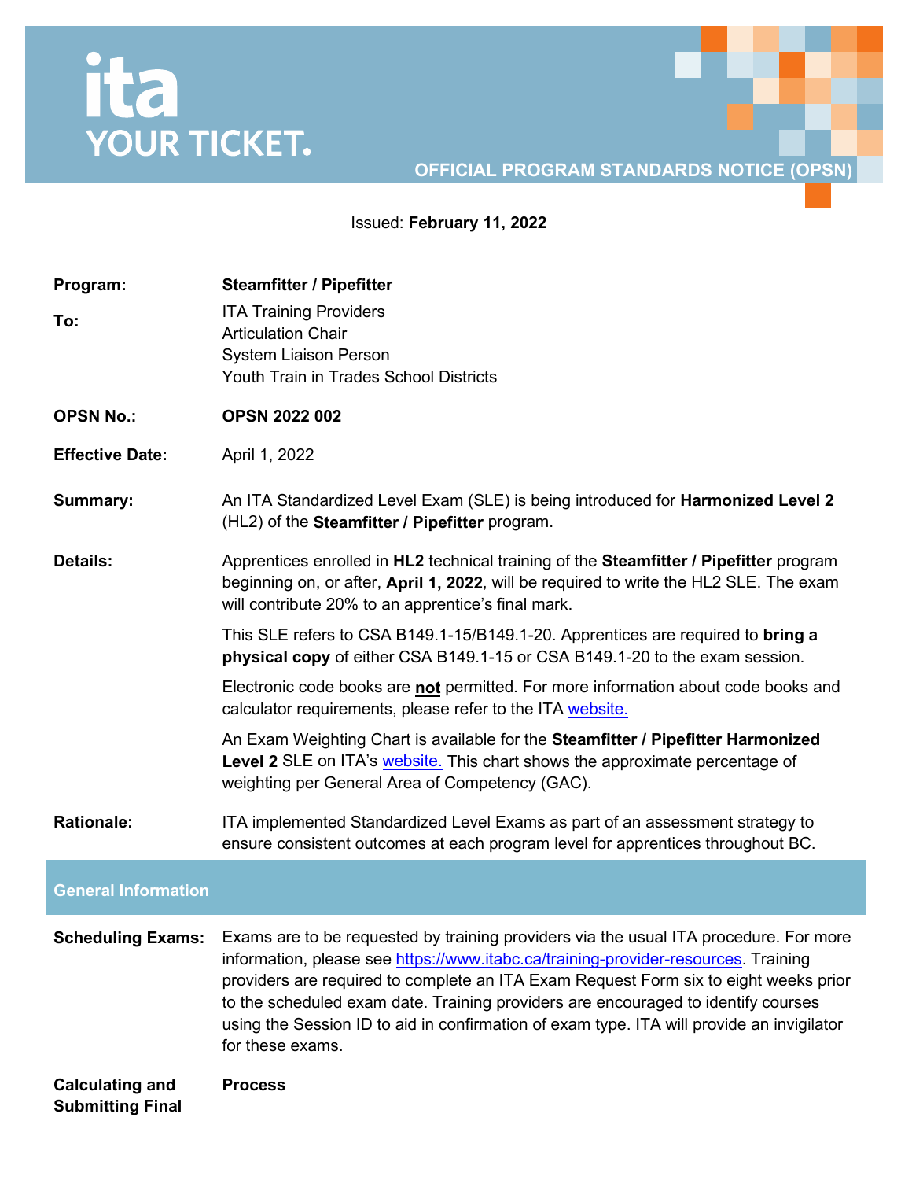**ita**
**YOUR TICKET.**

**OFFICIAL PROGRAM STANDARDS NOTICE (OPSN)**

Issued: **February 11, 2022**

**Program:** **Steamfitter / Pipefitter**

**To:** ITA Training Providers
Articulation Chair
System Liaison Person
Youth Train in Trades School Districts

**OPSN No.:** **OPSN 2022 002**

**Effective Date:** April 1, 2022

**Summary:** An ITA Standardized Level Exam (SLE) is being introduced for **Harmonized Level 2** (HL2) of the **Steamfitter / Pipefitter** program.

**Details:** Apprentices enrolled in **HL2** technical training of the **Steamfitter / Pipefitter** program beginning on, or after, **April 1, 2022**, will be required to write the HL2 SLE. The exam will contribute 20% to an apprentice's final mark.

This SLE refers to CSA B149.1-15/B149.1-20. Apprentices are required to **bring a physical copy** of either CSA B149.1-15 or CSA B149.1-20 to the exam session.

Electronic code books are **not** permitted. For more information about code books and calculator requirements, please refer to the ITA [website.](website.)

An Exam Weighting Chart is available for the **Steamfitter / Pipefitter Harmonized Level 2** SLE on ITA's [website.](website.) This chart shows the approximate percentage of weighting per General Area of Competency (GAC).

**Rationale:** ITA implemented Standardized Level Exams as part of an assessment strategy to ensure consistent outcomes at each program level for apprentices throughout BC.

## General Information

**Scheduling Exams:** Exams are to be requested by training providers via the usual ITA procedure. For more information, please see https://www.itabc.ca/training-provider-resources. Training providers are required to complete an ITA Exam Request Form six to eight weeks prior to the scheduled exam date. Training providers are encouraged to identify courses using the Session ID to aid in confirmation of exam type. ITA will provide an invigilator for these exams.

**Calculating and Submitting Final** **Process**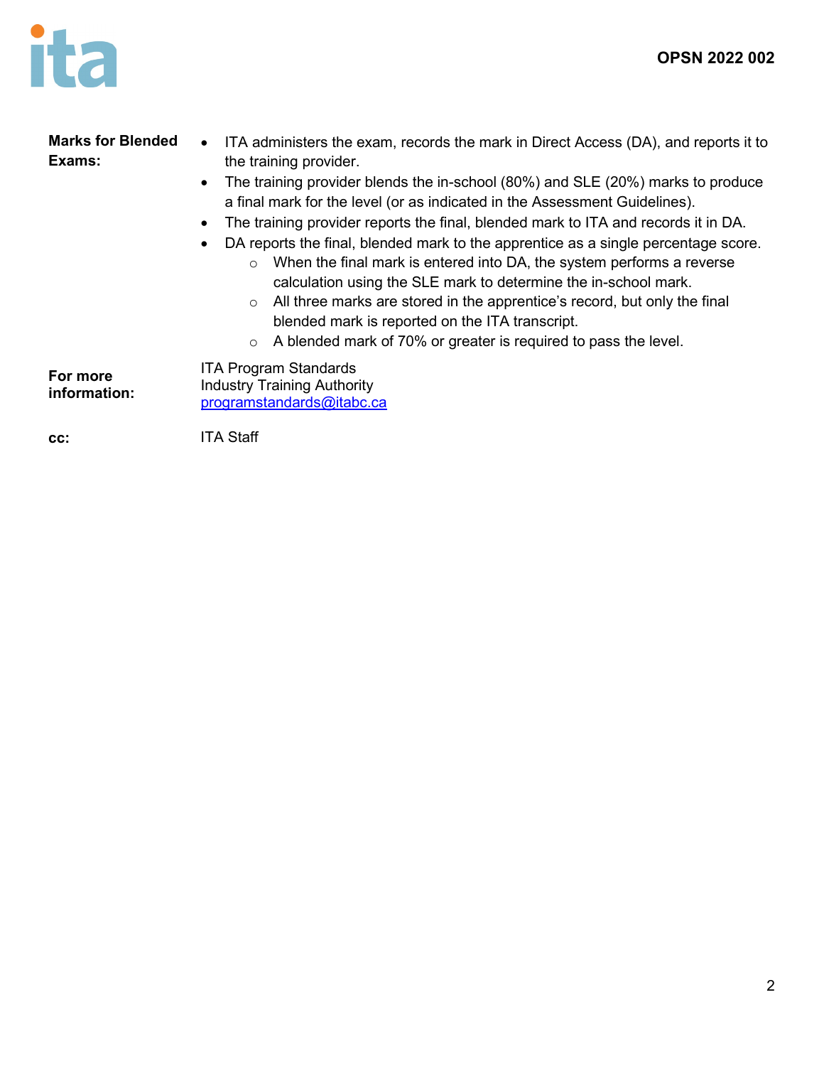**Marks for Blended Exams:**

- ITA administers the exam, records the mark in Direct Access (DA), and reports it to the training provider.
- The training provider blends the in-school (80%) and SLE (20%) marks to produce a final mark for the level (or as indicated in the Assessment Guidelines).
- The training provider reports the final, blended mark to ITA and records it in DA.
- DA reports the final, blended mark to the apprentice as a single percentage score.
    - When the final mark is entered into DA, the system performs a reverse calculation using the SLE mark to determine the in-school mark.
    - All three marks are stored in the apprentice's record, but only the final blended mark is reported on the ITA transcript.
    - A blended mark of 70% or greater is required to pass the level.

**For more information:**

ITA Program Standards
Industry Training Authority
programstandards@itabc.ca

**cc:** ITA Staff